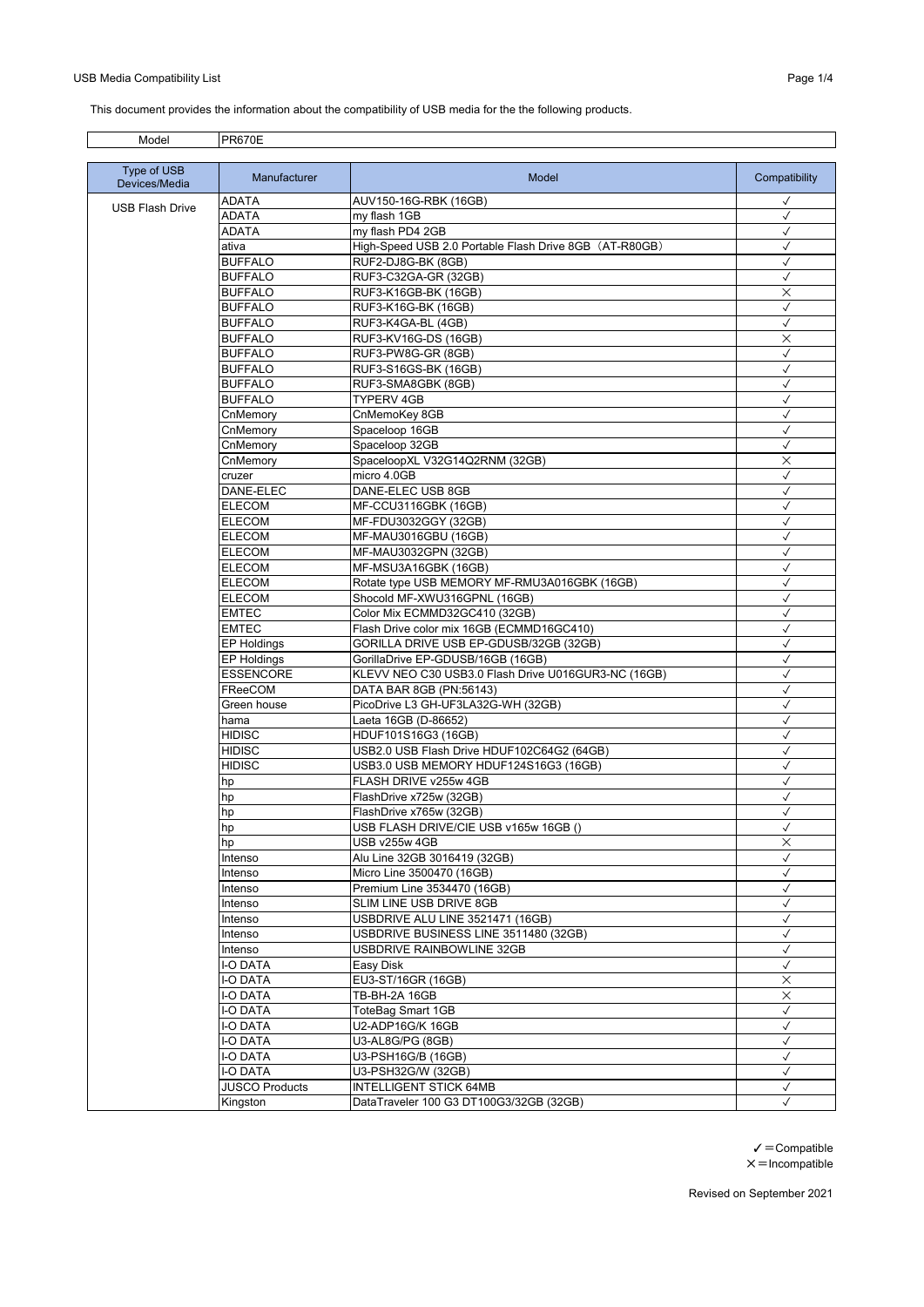USB Media Compatibility List

This document provides the information about the compatibility of USB media for the the following products.

| Model | PR670E |
|---|---|

| Type of USB Devices/Media | Manufacturer | Model | Compatibility |
|---|---|---|---|
| USB Flash Drive | ADATA | AUV150-16G-RBK (16GB) | ✓ |
| | ADATA | my flash 1GB | ✓ |
| | ADATA | my flash PD4 2GB | ✓ |
| | ativa | High-Speed USB 2.0 Portable Flash Drive 8GB（AT-R80GB） | ✓ |
| | BUFFALO | RUF2-DJ8G-BK (8GB) | ✓ |
| | BUFFALO | RUF3-C32GA-GR (32GB) | ✓ |
| | BUFFALO | RUF3-K16GB-BK (16GB) | × |
| | BUFFALO | RUF3-K16G-BK (16GB) | ✓ |
| | BUFFALO | RUF3-K4GA-BL (4GB) | ✓ |
| | BUFFALO | RUF3-KV16G-DS (16GB) | × |
| | BUFFALO | RUF3-PW8G-GR (8GB) | ✓ |
| | BUFFALO | RUF3-S16GS-BK (16GB) | ✓ |
| | BUFFALO | RUF3-SMA8GBK (8GB) | ✓ |
| | BUFFALO | TYPERV 4GB | ✓ |
| | CnMemory | CnMemoKey 8GB | ✓ |
| | CnMemory | Spaceloop 16GB | ✓ |
| | CnMemory | Spaceloop 32GB | ✓ |
| | CnMemory | SpaceloopXL V32G14Q2RNM (32GB) | × |
| | cruzer | micro 4.0GB | ✓ |
| | DANE-ELEC | DANE-ELEC USB 8GB | ✓ |
| | ELECOM | MF-CCU3116GBK (16GB) | ✓ |
| | ELECOM | MF-FDU3032GGY (32GB) | ✓ |
| | ELECOM | MF-MAU3016GBU (16GB) | ✓ |
| | ELECOM | MF-MAU3032GPN (32GB) | ✓ |
| | ELECOM | MF-MSU3A16GBK (16GB) | ✓ |
| | ELECOM | Rotate type USB MEMORY MF-RMU3A016GBK (16GB) | ✓ |
| | ELECOM | Shocold MF-XWU316GPNL (16GB) | ✓ |
| | EMTEC | Color Mix ECMMD32GC410 (32GB) | ✓ |
| | EMTEC | Flash Drive color mix 16GB (ECMMD16GC410) | ✓ |
| | EP Holdings | GORILLA DRIVE USB EP-GDUSB/32GB (32GB) | ✓ |
| | EP Holdings | GorillaDrive EP-GDUSB/16GB (16GB) | ✓ |
| | ESSENCORE | KLEVV NEO C30 USB3.0 Flash Drive U016GUR3-NC (16GB) | ✓ |
| | FReeCOM | DATA BAR 8GB (PN:56143) | ✓ |
| | Green house | PicoDrive L3 GH-UF3LA32G-WH (32GB) | ✓ |
| | hama | Laeta 16GB (D-86652) | ✓ |
| | HIDISC | HDUF101S16G3 (16GB) | ✓ |
| | HIDISC | USB2.0 USB Flash Drive HDUF102C64G2 (64GB) | ✓ |
| | HIDISC | USB3.0 USB MEMORY HDUF124S16G3 (16GB) | ✓ |
| | hp | FLASH DRIVE v255w 4GB | ✓ |
| | hp | FlashDrive x725w (32GB) | ✓ |
| | hp | FlashDrive x765w (32GB) | ✓ |
| | hp | USB FLASH DRIVE/CIE USB v165w 16GB () | ✓ |
| | hp | USB v255w 4GB | × |
| | Intenso | Alu Line 32GB 3016419 (32GB) | ✓ |
| | Intenso | Micro Line 3500470 (16GB) | ✓ |
| | Intenso | Premium Line 3534470 (16GB) | ✓ |
| | Intenso | SLIM LINE USB DRIVE 8GB | ✓ |
| | Intenso | USBDRIVE ALU LINE 3521471 (16GB) | ✓ |
| | Intenso | USBDRIVE BUSINESS LINE 3511480 (32GB) | ✓ |
| | Intenso | USBDRIVE RAINBOWLINE 32GB | ✓ |
| | I-O DATA | Easy Disk | ✓ |
| | I-O DATA | EU3-ST/16GR (16GB) | × |
| | I-O DATA | TB-BH-2A 16GB | × |
| | I-O DATA | ToteBag Smart 1GB | ✓ |
| | I-O DATA | U2-ADP16G/K 16GB | ✓ |
| | I-O DATA | U3-AL8G/PG (8GB) | ✓ |
| | I-O DATA | U3-PSH16G/B (16GB) | ✓ |
| | I-O DATA | U3-PSH32G/W (32GB) | ✓ |
| | JUSCO Products | INTELLIGENT STICK 64MB | ✓ |
| | Kingston | DataTraveler 100 G3 DT100G3/32GB (32GB) | ✓ |

✓ = Compatible
× = Incompatible

Revised on September 2021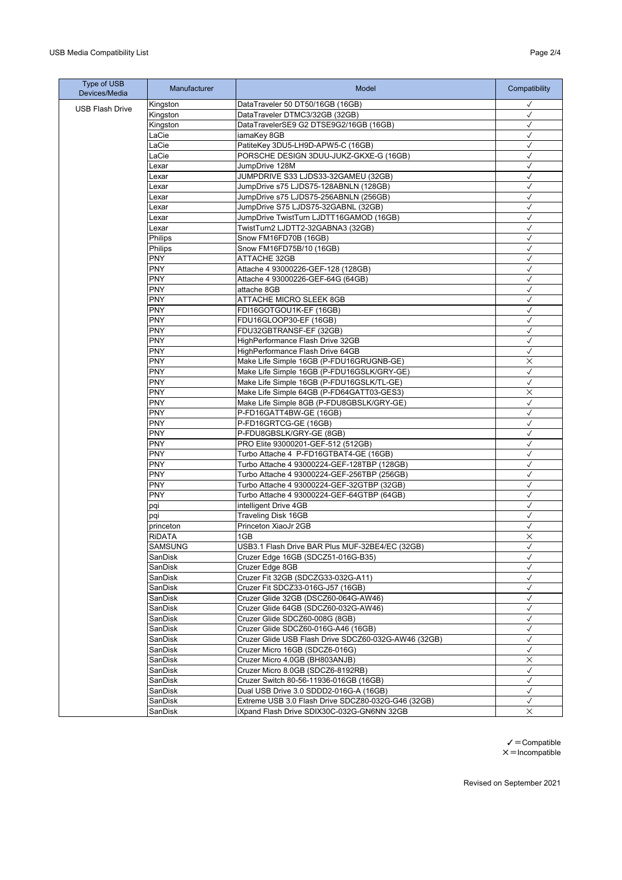| Type of USB Devices/Media | Manufacturer | Model | Compatibility |
|---|---|---|---|
| USB Flash Drive | Kingston | DataTraveler 50 DT50/16GB (16GB) | ✓ |
| | Kingston | DataTraveler DTMC3/32GB (32GB) | ✓ |
| | Kingston | DataTravelerSE9 G2 DTSE9G2/16GB (16GB) | ✓ |
| | LaCie | iamaKey 8GB | ✓ |
| | LaCie | PatiteKey 3DU5-LH9D-APW5-C (16GB) | ✓ |
| | LaCie | PORSCHE DESIGN 3DUU-JUKZ-GKXE-G (16GB) | ✓ |
| | Lexar | JumpDrive 128M | ✓ |
| | Lexar | JUMPDRIVE S33 LJDS33-32GAMEU (32GB) | ✓ |
| | Lexar | JumpDrive s75 LJDS75-128ABNLN (128GB) | ✓ |
| | Lexar | JumpDrive s75 LJDS75-256ABNLN (256GB) | ✓ |
| | Lexar | JumpDrive S75 LJDS75-32GABNL (32GB) | ✓ |
| | Lexar | JumpDrive TwistTurn LJDTT16GAMOD (16GB) | ✓ |
| | Lexar | TwistTurn2 LJDTT2-32GABNA3 (32GB) | ✓ |
| | Philips | Snow FM16FD70B (16GB) | ✓ |
| | Philips | Snow FM16FD75B/10 (16GB) | ✓ |
| | PNY | ATTACHE 32GB | ✓ |
| | PNY | Attache 4 93000226-GEF-128 (128GB) | ✓ |
| | PNY | Attache 4 93000226-GEF-64G (64GB) | ✓ |
| | PNY | attache 8GB | ✓ |
| | PNY | ATTACHE MICRO SLEEK 8GB | ✓ |
| | PNY | FDI16GOTGOU1K-EF (16GB) | ✓ |
| | PNY | FDU16GLOOP30-EF (16GB) | ✓ |
| | PNY | FDU32GBTRANSF-EF (32GB) | ✓ |
| | PNY | HighPerformance Flash Drive 32GB | ✓ |
| | PNY | HighPerformance Flash Drive 64GB | ✓ |
| | PNY | Make Life Simple 16GB (P-FDU16GRUGNB-GE) | × |
| | PNY | Make Life Simple 16GB (P-FDU16GSLK/GRY-GE) | ✓ |
| | PNY | Make Life Simple 16GB (P-FDU16GSLK/TL-GE) | ✓ |
| | PNY | Make Life Simple 64GB (P-FD64GATT03-GES3) | × |
| | PNY | Make Life Simple 8GB (P-FDU8GBSLK/GRY-GE) | ✓ |
| | PNY | P-FD16GATT4BW-GE (16GB) | ✓ |
| | PNY | P-FD16GRTCG-GE (16GB) | ✓ |
| | PNY | P-FDU8GBSLK/GRY-GE (8GB) | ✓ |
| | PNY | PRO Elite 93000201-GEF-512 (512GB) | ✓ |
| | PNY | Turbo Attache 4 P-FD16GTBAT4-GE (16GB) | ✓ |
| | PNY | Turbo Attache 4 93000224-GEF-128TBP (128GB) | ✓ |
| | PNY | Turbo Attache 4 93000224-GEF-256TBP (256GB) | ✓ |
| | PNY | Turbo Attache 4 93000224-GEF-32GTBP (32GB) | ✓ |
| | PNY | Turbo Attache 4 93000224-GEF-64GTBP (64GB) | ✓ |
| | pqi | intelligent Drive 4GB | ✓ |
| | pqi | Traveling Disk 16GB | ✓ |
| | princeton | Princeton XiaoJr 2GB | ✓ |
| | RiDATA | 1GB | × |
| | SAMSUNG | USB3.1 Flash Drive BAR Plus MUF-32BE4/EC (32GB) | ✓ |
| | SanDisk | Cruzer Edge 16GB (SDCZ51-016G-B35) | ✓ |
| | SanDisk | Cruzer Edge 8GB | ✓ |
| | SanDisk | Cruzer Fit 32GB (SDCZG33-032G-A11) | ✓ |
| | SanDisk | Cruzer Fit SDCZ33-016G-J57 (16GB) | ✓ |
| | SanDisk | Cruzer Glide 32GB (DSCZ60-064G-AW46) | ✓ |
| | SanDisk | Cruzer Glide 64GB (SDCZ60-032G-AW46) | ✓ |
| | SanDisk | Cruzer Glide SDCZ60-008G (8GB) | ✓ |
| | SanDisk | Cruzer Glide SDCZ60-016G-A46 (16GB) | ✓ |
| | SanDisk | Cruzer Glide USB Flash Drive SDCZ60-032G-AW46 (32GB) | ✓ |
| | SanDisk | Cruzer Micro 16GB (SDCZ6-016G) | ✓ |
| | SanDisk | Cruzer Micro 4.0GB (BH803ANJB) | × |
| | SanDisk | Cruzer Micro 8.0GB (SDCZ6-8192RB) | ✓ |
| | SanDisk | Cruzer Switch 80-56-11936-016GB (16GB) | ✓ |
| | SanDisk | Dual USB Drive 3.0 SDDD2-016G-A (16GB) | ✓ |
| | SanDisk | Extreme USB 3.0 Flash Drive SDCZ80-032G-G46 (32GB) | ✓ |
| | SanDisk | iXpand Flash Drive SDIX30C-032G-GN6NN 32GB | × |

✓＝Compatible
×＝Incompatible

Revised on September 2021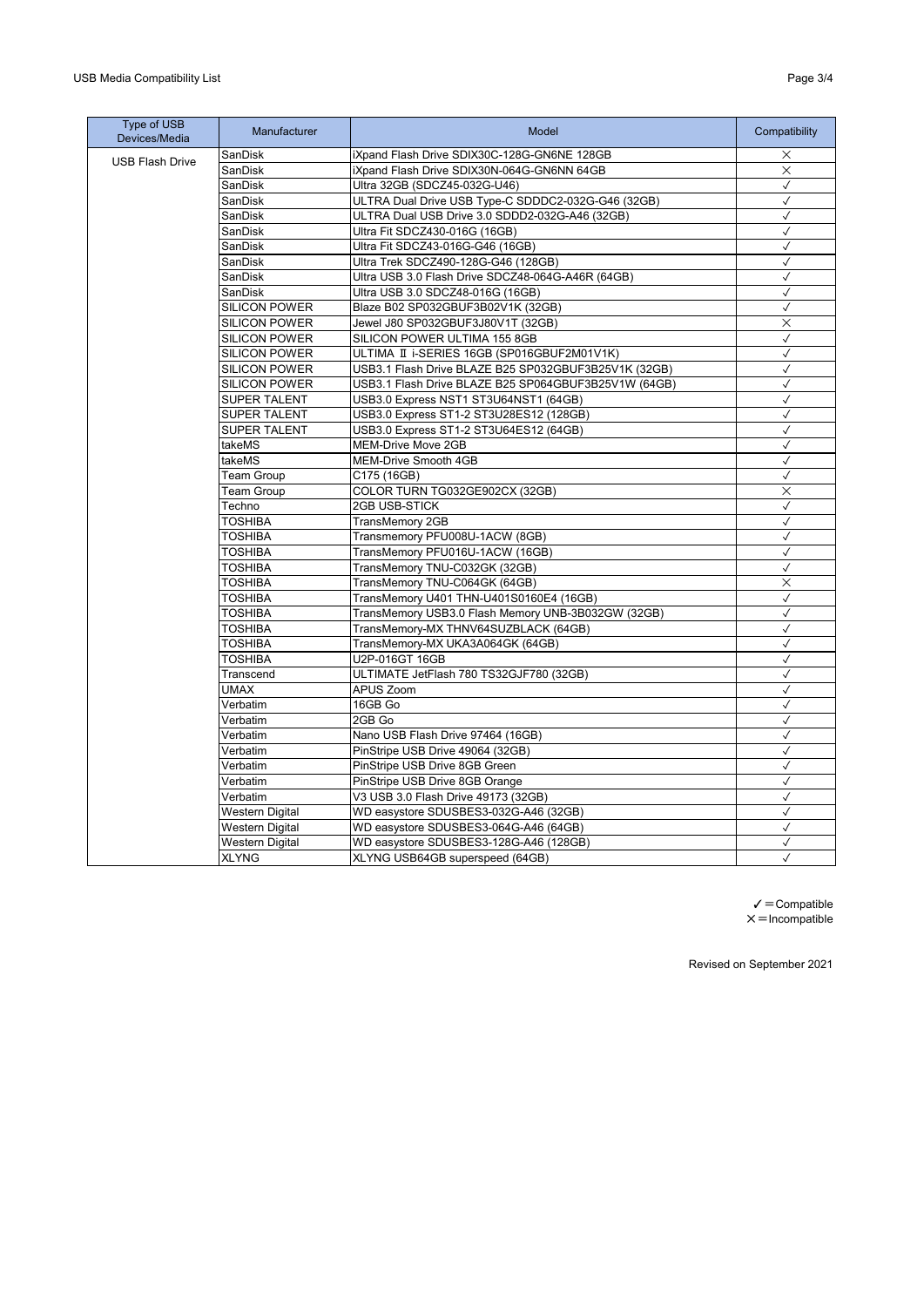| Type of USB Devices/Media | Manufacturer | Model | Compatibility |
|---|---|---|---|
| USB Flash Drive | SanDisk | iXpand Flash Drive SDIX30C-128G-GN6NE 128GB | × |
| | SanDisk | iXpand Flash Drive SDIX30N-064G-GN6NN 64GB | × |
| | SanDisk | Ultra 32GB (SDCZ45-032G-U46) | ✓ |
| | SanDisk | ULTRA Dual Drive USB Type-C SDDDC2-032G-G46 (32GB) | ✓ |
| | SanDisk | ULTRA Dual USB Drive 3.0 SDDD2-032G-A46 (32GB) | ✓ |
| | SanDisk | Ultra Fit SDCZ430-016G (16GB) | ✓ |
| | SanDisk | Ultra Fit SDCZ43-016G-G46 (16GB) | ✓ |
| | SanDisk | Ultra Trek SDCZ490-128G-G46 (128GB) | ✓ |
| | SanDisk | Ultra USB 3.0 Flash Drive SDCZ48-064G-A46R (64GB) | ✓ |
| | SanDisk | Ultra USB 3.0 SDCZ48-016G (16GB) | ✓ |
| | SILICON POWER | Blaze B02 SP032GBUF3B02V1K (32GB) | ✓ |
| | SILICON POWER | Jewel J80 SP032GBUF3J80V1T (32GB) | × |
| | SILICON POWER | SILICON POWER ULTIMA 155 8GB | ✓ |
| | SILICON POWER | ULTIMA Ⅱ i-SERIES 16GB (SP016GBUF2M01V1K) | ✓ |
| | SILICON POWER | USB3.1 Flash Drive BLAZE B25 SP032GBUF3B25V1K (32GB) | ✓ |
| | SILICON POWER | USB3.1 Flash Drive BLAZE B25 SP064GBUF3B25V1W (64GB) | ✓ |
| | SUPER TALENT | USB3.0 Express NST1 ST3U64NST1 (64GB) | ✓ |
| | SUPER TALENT | USB3.0 Express ST1-2 ST3U28ES12 (128GB) | ✓ |
| | SUPER TALENT | USB3.0 Express ST1-2 ST3U64ES12 (64GB) | ✓ |
| | takeMS | MEM-Drive Move 2GB | ✓ |
| | takeMS | MEM-Drive Smooth 4GB | ✓ |
| | Team Group | C175 (16GB) | ✓ |
| | Team Group | COLOR TURN TG032GE902CX (32GB) | × |
| | Techno | 2GB USB-STICK | ✓ |
| | TOSHIBA | TransMemory 2GB | ✓ |
| | TOSHIBA | Transmemory PFU008U-1ACW (8GB) | ✓ |
| | TOSHIBA | TransMemory PFU016U-1ACW (16GB) | ✓ |
| | TOSHIBA | TransMemory TNU-C032GK (32GB) | ✓ |
| | TOSHIBA | TransMemory TNU-C064GK (64GB) | × |
| | TOSHIBA | TransMemory U401 THN-U401S0160E4 (16GB) | ✓ |
| | TOSHIBA | TransMemory USB3.0 Flash Memory UNB-3B032GW (32GB) | ✓ |
| | TOSHIBA | TransMemory-MX THNV64SUZBLACK (64GB) | ✓ |
| | TOSHIBA | TransMemory-MX UKA3A064GK (64GB) | ✓ |
| | TOSHIBA | U2P-016GT 16GB | ✓ |
| | Transcend | ULTIMATE JetFlash 780 TS32GJF780 (32GB) | ✓ |
| | UMAX | APUS Zoom | ✓ |
| | Verbatim | 16GB Go | ✓ |
| | Verbatim | 2GB Go | ✓ |
| | Verbatim | Nano USB Flash Drive 97464 (16GB) | ✓ |
| | Verbatim | PinStripe USB Drive 49064 (32GB) | ✓ |
| | Verbatim | PinStripe USB Drive 8GB Green | ✓ |
| | Verbatim | PinStripe USB Drive 8GB Orange | ✓ |
| | Verbatim | V3 USB 3.0 Flash Drive 49173 (32GB) | ✓ |
| | Western Digital | WD easystore SDUSBES3-032G-A46 (32GB) | ✓ |
| | Western Digital | WD easystore SDUSBES3-064G-A46 (64GB) | ✓ |
| | Western Digital | WD easystore SDUSBES3-128G-A46 (128GB) | ✓ |
| | XLYNG | XLYNG USB64GB superspeed (64GB) | ✓ |

✓＝Compatible
×＝Incompatible

Revised on September 2021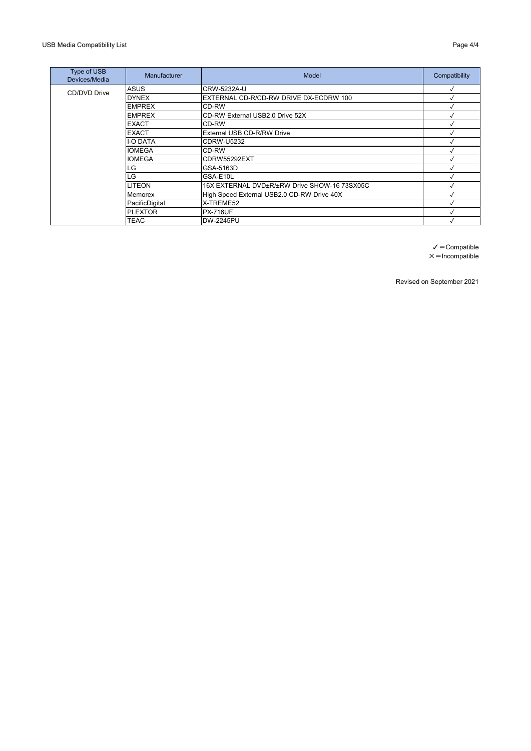| Type of USB Devices/Media | Manufacturer | Model | Compatibility |
|---|---|---|---|
| CD/DVD Drive | ASUS | CRW-5232A-U | ✓ |
| | DYNEX | EXTERNAL CD-R/CD-RW DRIVE DX-ECDRW 100 | ✓ |
| | EMPREX | CD-RW | ✓ |
| | EMPREX | CD-RW External USB2.0 Drive 52X | ✓ |
| | EXACT | CD-RW | ✓ |
| | EXACT | External USB CD-R/RW Drive | ✓ |
| | I-O DATA | CDRW-U5232 | ✓ |
| | IOMEGA | CD-RW | ✓ |
| | IOMEGA | CDRW55292EXT | ✓ |
| | LG | GSA-5163D | ✓ |
| | LG | GSA-E10L | ✓ |
| | LITEON | 16X EXTERNAL DVD±R/±RW Drive SHOW-16 73SX05C | ✓ |
| | Memorex | High Speed External USB2.0 CD-RW Drive 40X | ✓ |
| | PacificDigital | X-TREME52 | ✓ |
| | PLEXTOR | PX-716UF | ✓ |
| | TEAC | DW-2245PU | ✓ |

✓＝Compatible
×＝Incompatible

Revised on September 2021